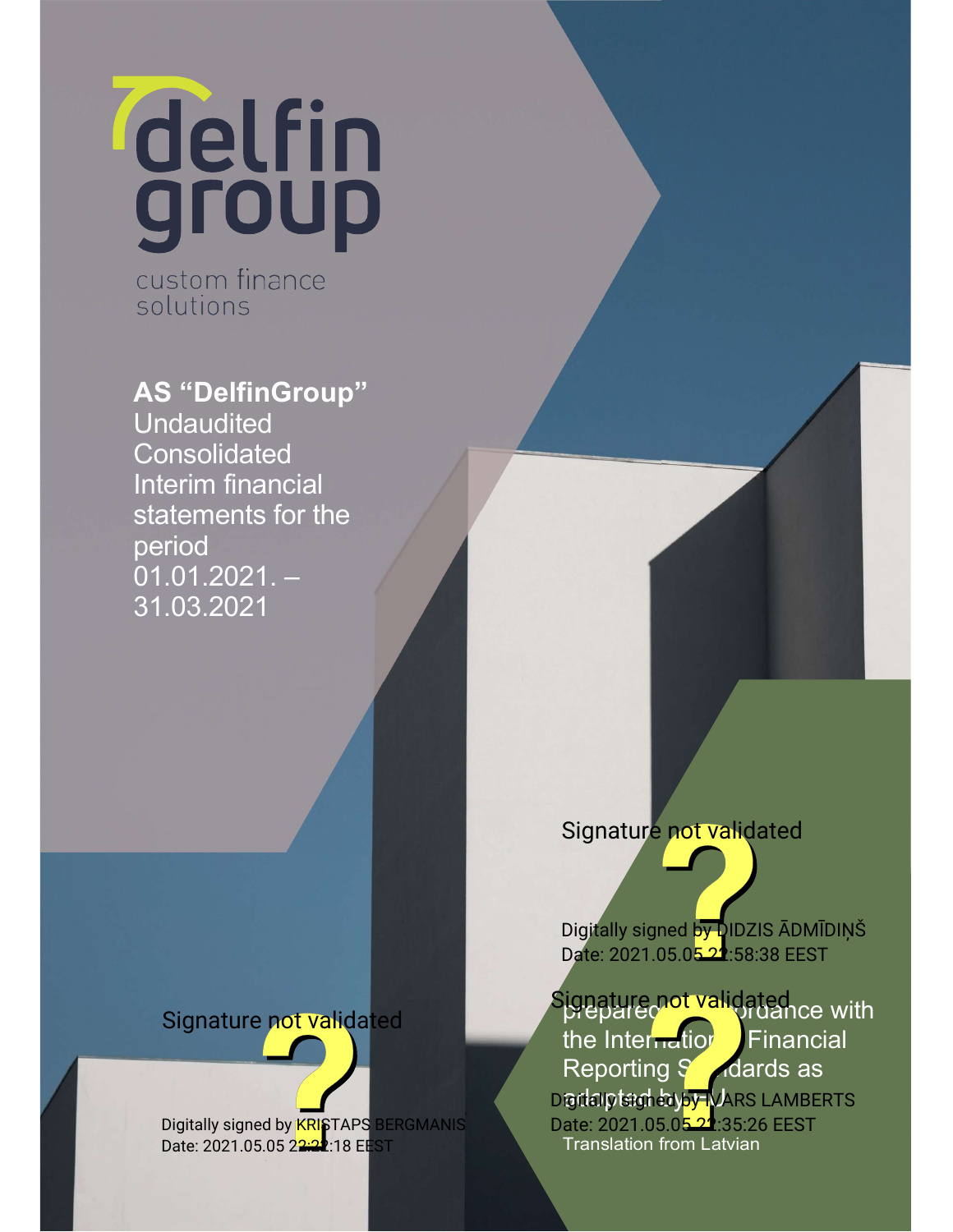delfin group

custom finance solutions

**AS "DelfinGroup"**
Undaudited Consolidated Interim financial statements for the period 01.01.2021. – 31.03.2021

prepared in accordance with the International Financial Reporting Standards as adopted by EU

Translation from Latvian

Signature not validated
Digitally signed by DIDZIS ĀDMĪDIŅŠ
Date: 2021.05.05 21:58:38 EEST

Signature not validated
Digitally signed by IVARS LAMBERTS
Date: 2021.05.05 21:35:26 EEST

Signature not validated
Digitally signed by KRISTAPS BERGMANIS
Date: 2021.05.05 22:22:18 EEST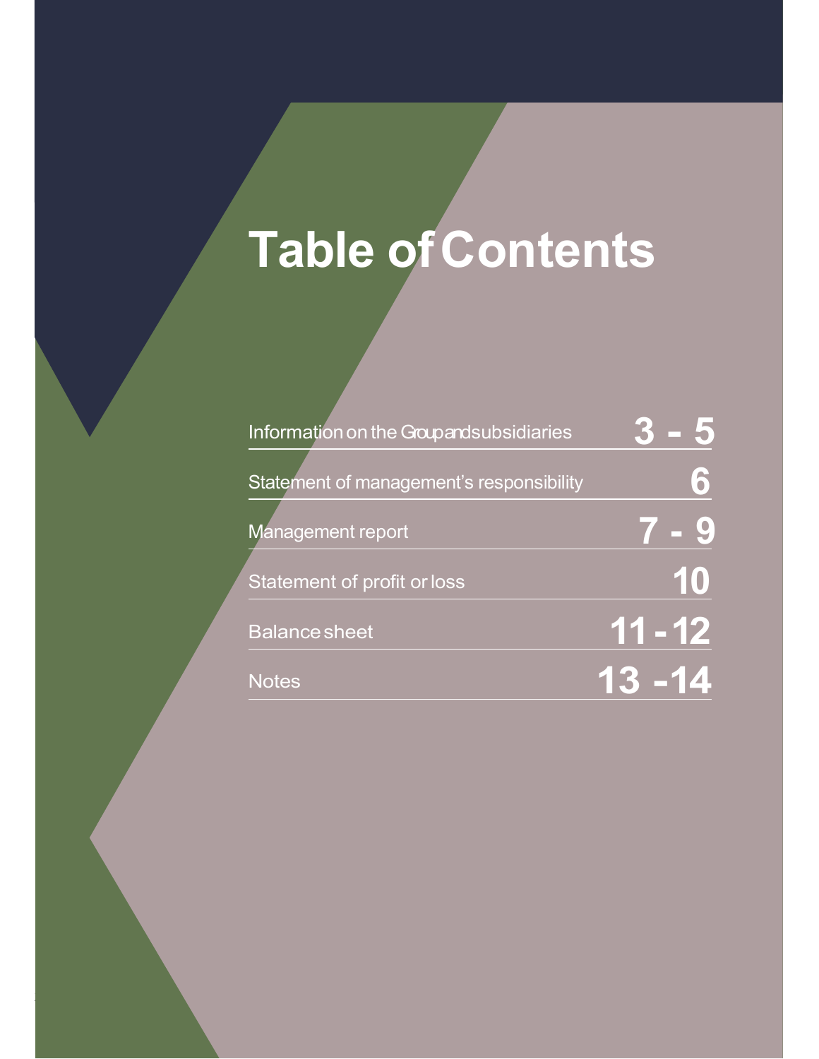# Table of Contents

| | |
|---|---|
| Information on the Group and subsidiaries | 3 - 5 |
| Statement of management's responsibility | 6 |
| Management report | 7 - 9 |
| Statement of profit or loss | 10 |
| Balance sheet | 11 - 12 |
| Notes | 13 - 14 |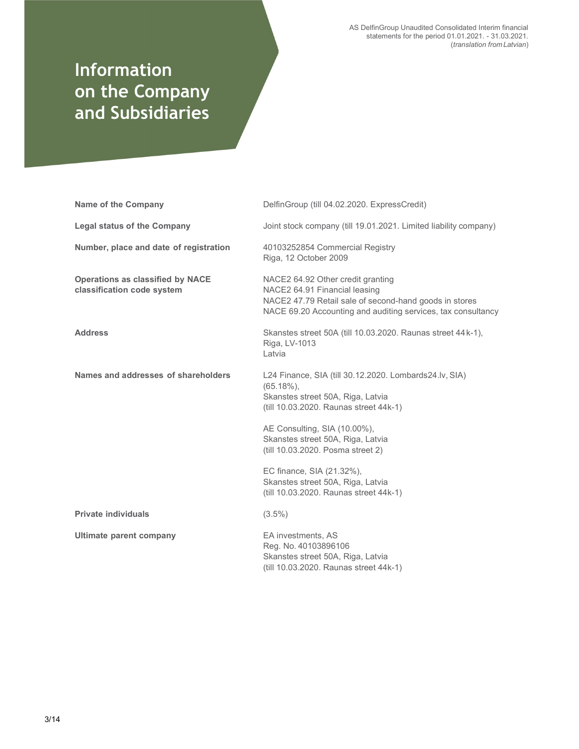# Information on the Company and Subsidiaries

| | |
|---|---|
| **Name of the Company** | DelfinGroup (till 04.02.2020. ExpressCredit) |
| **Legal status of the Company** | Joint stock company (till 19.01.2021. Limited liability company) |
| **Number, place and date of registration** | 40103252854 Commercial Registry<br>Riga, 12 October 2009 |
| **Operations as classified by NACE classification code system** | NACE2 64.92 Other credit granting<br>NACE2 64.91 Financial leasing<br>NACE2 47.79 Retail sale of second-hand goods in stores<br>NACE 69.20 Accounting and auditing services, tax consultancy |
| **Address** | Skanstes street 50A (till 10.03.2020. Raunas street 44 k-1),<br>Riga, LV-1013<br>Latvia |
| **Names and addresses of shareholders** | L24 Finance, SIA (till 30.12.2020. Lombards24.lv, SIA) (65.18%),<br>Skanstes street 50A, Riga, Latvia<br>(till 10.03.2020. Raunas street 44k-1)<br><br>AE Consulting, SIA (10.00%),<br>Skanstes street 50A, Riga, Latvia<br>(till 10.03.2020. Posma street 2)<br><br>EC finance, SIA (21.32%),<br>Skanstes street 50A, Riga, Latvia<br>(till 10.03.2020. Raunas street 44k-1) |
| **Private individuals** | (3.5%) |
| **Ultimate parent company** | EA investments, AS<br>Reg. No. 40103896106<br>Skanstes street 50A, Riga, Latvia<br>(till 10.03.2020. Raunas street 44k-1) |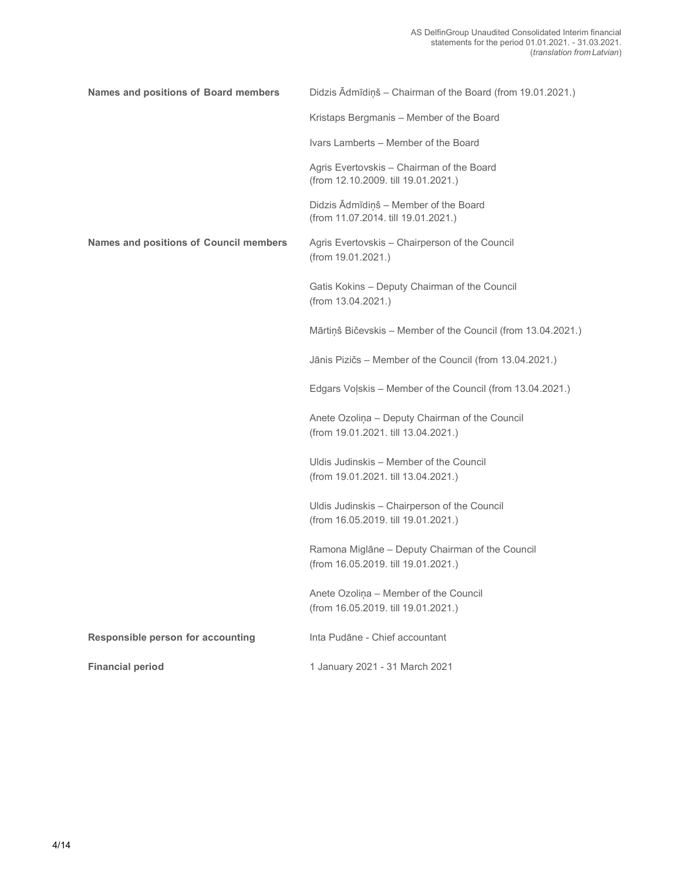| | |
|---|---|
| **Names and positions of Board members** | Didzis Ādmīdiņš – Chairman of the Board (from 19.01.2021.) |
| | Kristaps Bergmanis – Member of the Board |
| | Ivars Lamberts – Member of the Board |
| | Agris Evertovskis – Chairman of the Board (from 12.10.2009. till 19.01.2021.) |
| | Didzis Ādmīdiņš – Member of the Board (from 11.07.2014. till 19.01.2021.) |
| **Names and positions of Council members** | Agris Evertovskis – Chairperson of the Council (from 19.01.2021.) |
| | Gatis Kokins – Deputy Chairman of the Council (from 13.04.2021.) |
| | Mārtiņš Bičevskis – Member of the Council (from 13.04.2021.) |
| | Jānis Pizičs – Member of the Council (from 13.04.2021.) |
| | Edgars Voļskis – Member of the Council (from 13.04.2021.) |
| | Anete Ozoliņa – Deputy Chairman of the Council (from 19.01.2021. till 13.04.2021.) |
| | Uldis Judinskis – Member of the Council (from 19.01.2021. till 13.04.2021.) |
| | Uldis Judinskis – Chairperson of the Council (from 16.05.2019. till 19.01.2021.) |
| | Ramona Miglāne – Deputy Chairman of the Council (from 16.05.2019. till 19.01.2021.) |
| | Anete Ozoliņa – Member of the Council (from 16.05.2019. till 19.01.2021.) |
| **Responsible person for accounting** | Inta Pudāne - Chief accountant |
| **Financial period** | 1 January 2021 - 31 March 2021 |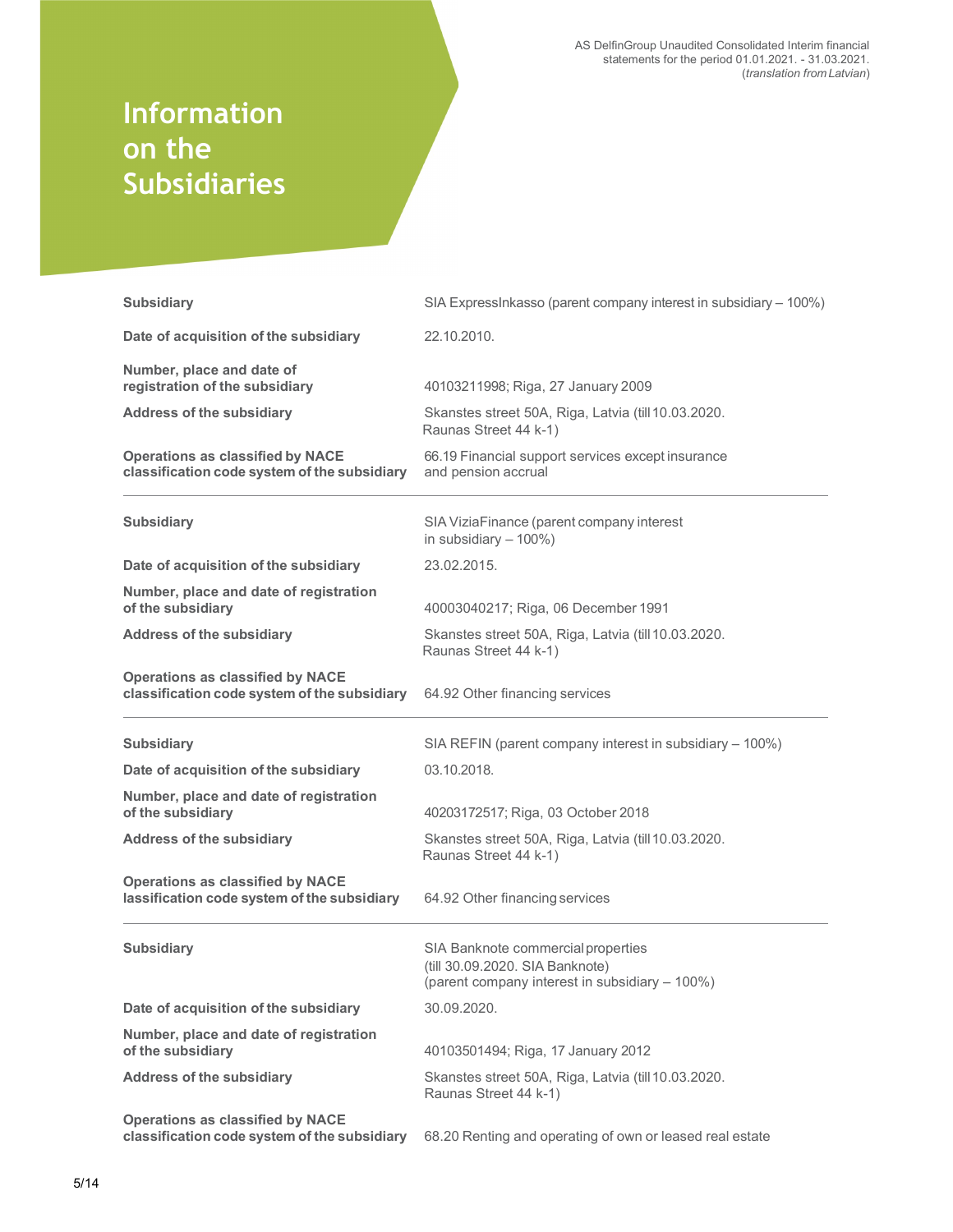# Information on the Subsidiaries

| | |
|---|---|
| **Subsidiary** | SIA ExpressInkasso (parent company interest in subsidiary – 100%) |
| **Date of acquisition of the subsidiary** | 22.10.2010. |
| **Number, place and date of registration of the subsidiary** | 40103211998; Riga, 27 January 2009 |
| **Address of the subsidiary** | Skanstes street 50A, Riga, Latvia (till 10.03.2020. Raunas Street 44 k-1) |
| **Operations as classified by NACE classification code system of the subsidiary** | 66.19 Financial support services except insurance and pension accrual |

| | |
|---|---|
| **Subsidiary** | SIA VizíaFinance (parent company interest in subsidiary – 100%) |
| **Date of acquisition of the subsidiary** | 23.02.2015. |
| **Number, place and date of registration of the subsidiary** | 40003040217; Riga, 06 December 1991 |
| **Address of the subsidiary** | Skanstes street 50A, Riga, Latvia (till 10.03.2020. Raunas Street 44 k-1) |
| **Operations as classified by NACE classification code system of the subsidiary** | 64.92 Other financing services |

| | |
|---|---|
| **Subsidiary** | SIA REFIN (parent company interest in subsidiary – 100%) |
| **Date of acquisition of the subsidiary** | 03.10.2018. |
| **Number, place and date of registration of the subsidiary** | 40203172517; Riga, 03 October 2018 |
| **Address of the subsidiary** | Skanstes street 50A, Riga, Latvia (till 10.03.2020. Raunas Street 44 k-1) |
| **Operations as classified by NACE lassification code system of the subsidiary** | 64.92 Other financing services |

| | |
|---|---|
| **Subsidiary** | SIA Banknote commercial properties (till 30.09.2020. SIA Banknote) (parent company interest in subsidiary – 100%) |
| **Date of acquisition of the subsidiary** | 30.09.2020. |
| **Number, place and date of registration of the subsidiary** | 40103501494; Riga, 17 January 2012 |
| **Address of the subsidiary** | Skanstes street 50A, Riga, Latvia (till 10.03.2020. Raunas Street 44 k-1) |
| **Operations as classified by NACE classification code system of the subsidiary** | 68.20 Renting and operating of own or leased real estate |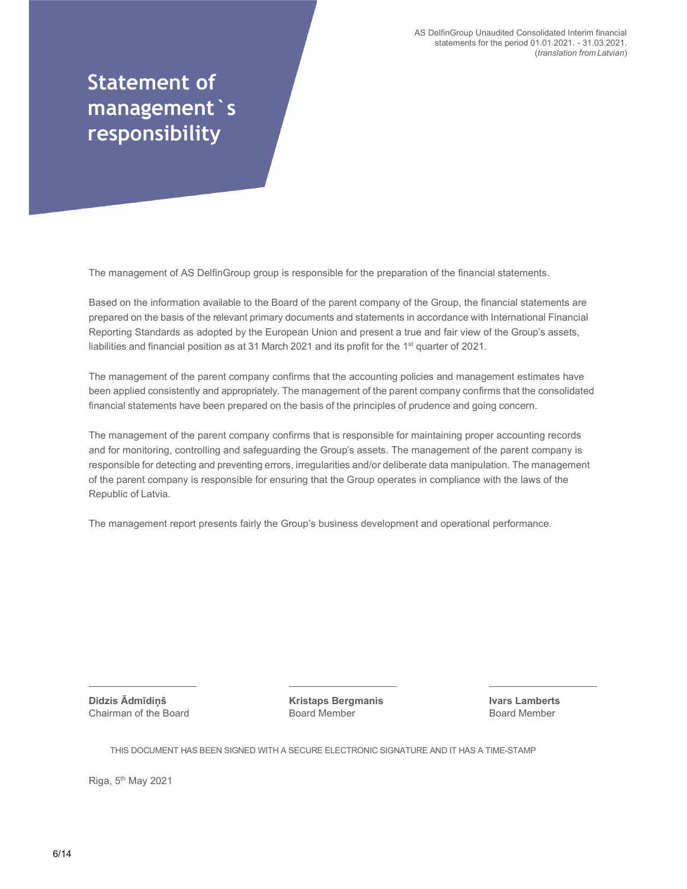# Statement of management`s responsibility

The management of AS DelfinGroup group is responsible for the preparation of the financial statements.

Based on the information available to the Board of the parent company of the Group, the financial statements are prepared on the basis of the relevant primary documents and statements in accordance with International Financial Reporting Standards as adopted by the European Union and present a true and fair view of the Group's assets, liabilities and financial position as at 31 March 2021 and its profit for the 1st quarter of 2021.

The management of the parent company confirms that the accounting policies and management estimates have been applied consistently and appropriately. The management of the parent company confirms that the consolidated financial statements have been prepared on the basis of the principles of prudence and going concern.

The management of the parent company confirms that is responsible for maintaining proper accounting records and for monitoring, controlling and safeguarding the Group's assets. The management of the parent company is responsible for detecting and preventing errors, irregularities and/or deliberate data manipulation. The management of the parent company is responsible for ensuring that the Group operates in compliance with the laws of the Republic of Latvia.

The management report presents fairly the Group's business development and operational performance.

| | | |
|---|---|---|
| **Didzis Ādmīdiņš** | **Kristaps Bergmanis** | **Ivars Lamberts** |
| Chairman of the Board | Board Member | Board Member |

THIS DOCUMENT HAS BEEN SIGNED WITH A SECURE ELECTRONIC SIGNATURE AND IT HAS A TIME-STAMP

Riga, 5th May 2021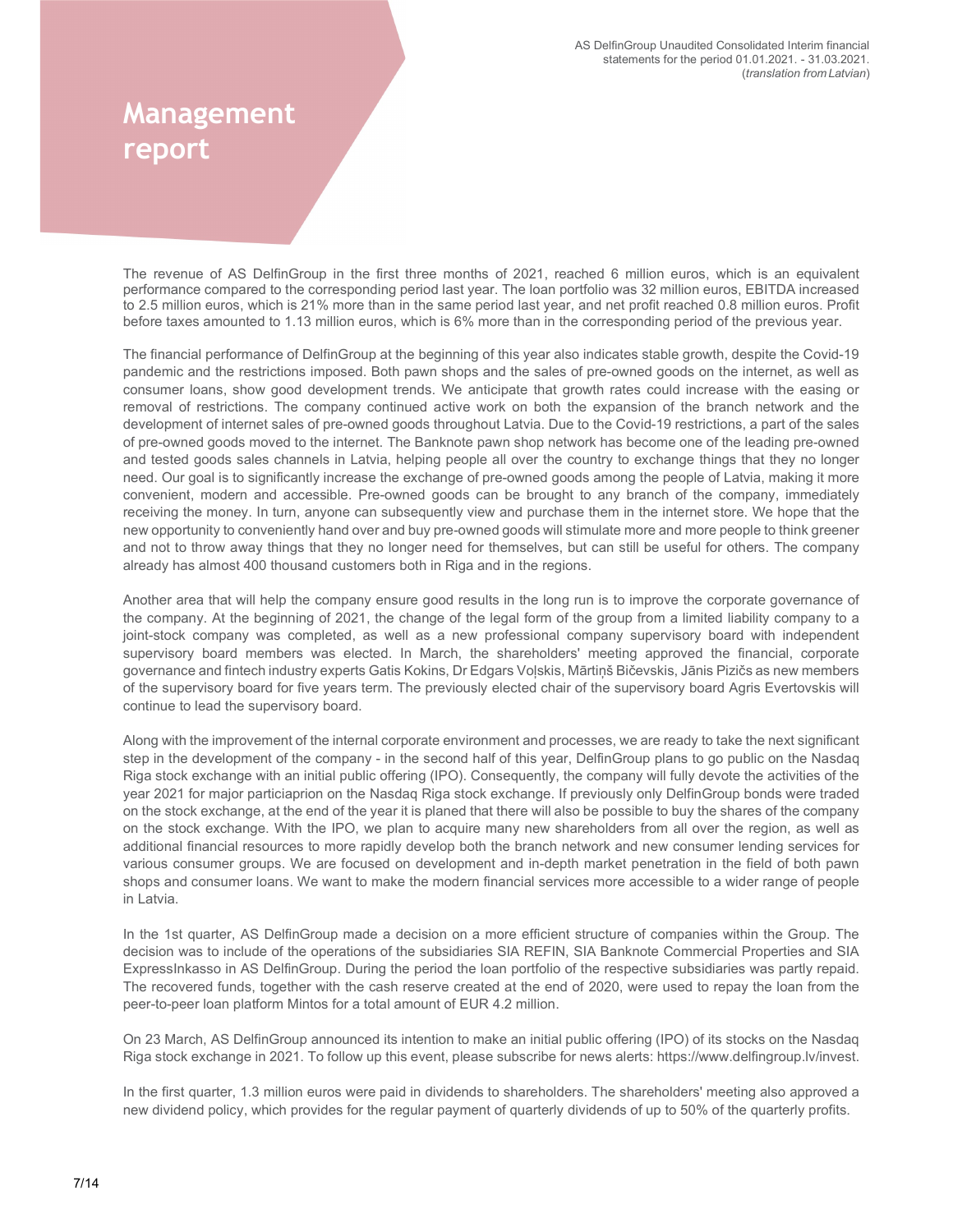# Management report

The revenue of AS DelfinGroup in the first three months of 2021, reached 6 million euros, which is an equivalent performance compared to the corresponding period last year. The loan portfolio was 32 million euros, EBITDA increased to 2.5 million euros, which is 21% more than in the same period last year, and net profit reached 0.8 million euros. Profit before taxes amounted to 1.13 million euros, which is 6% more than in the corresponding period of the previous year.

The financial performance of DelfinGroup at the beginning of this year also indicates stable growth, despite the Covid-19 pandemic and the restrictions imposed. Both pawn shops and the sales of pre-owned goods on the internet, as well as consumer loans, show good development trends. We anticipate that growth rates could increase with the easing or removal of restrictions. The company continued active work on both the expansion of the branch network and the development of internet sales of pre-owned goods throughout Latvia. Due to the Covid-19 restrictions, a part of the sales of pre-owned goods moved to the internet. The Banknote pawn shop network has become one of the leading pre-owned and tested goods sales channels in Latvia, helping people all over the country to exchange things that they no longer need. Our goal is to significantly increase the exchange of pre-owned goods among the people of Latvia, making it more convenient, modern and accessible. Pre-owned goods can be brought to any branch of the company, immediately receiving the money. In turn, anyone can subsequently view and purchase them in the internet store. We hope that the new opportunity to conveniently hand over and buy pre-owned goods will stimulate more and more people to think greener and not to throw away things that they no longer need for themselves, but can still be useful for others. The company already has almost 400 thousand customers both in Riga and in the regions.

Another area that will help the company ensure good results in the long run is to improve the corporate governance of the company. At the beginning of 2021, the change of the legal form of the group from a limited liability company to a joint-stock company was completed, as well as a new professional company supervisory board with independent supervisory board members was elected. In March, the shareholders' meeting approved the financial, corporate governance and fintech industry experts Gatis Kokins, Dr Edgars Voļskis, Mārtiņš Bičevskis, Jānis Pizičs as new members of the supervisory board for five years term. The previously elected chair of the supervisory board Agris Evertovskis will continue to lead the supervisory board.

Along with the improvement of the internal corporate environment and processes, we are ready to take the next significant step in the development of the company - in the second half of this year, DelfinGroup plans to go public on the Nasdaq Riga stock exchange with an initial public offering (IPO). Consequently, the company will fully devote the activities of the year 2021 for major particiaprion on the Nasdaq Riga stock exchange. If previously only DelfinGroup bonds were traded on the stock exchange, at the end of the year it is planed that there will also be possible to buy the shares of the company on the stock exchange. With the IPO, we plan to acquire many new shareholders from all over the region, as well as additional financial resources to more rapidly develop both the branch network and new consumer lending services for various consumer groups. We are focused on development and in-depth market penetration in the field of both pawn shops and consumer loans. We want to make the modern financial services more accessible to a wider range of people in Latvia.

In the 1st quarter, AS DelfinGroup made a decision on a more efficient structure of companies within the Group. The decision was to include of the operations of the subsidiaries SIA REFIN, SIA Banknote Commercial Properties and SIA ExpressInkasso in AS DelfinGroup. During the period the loan portfolio of the respective subsidiaries was partly repaid. The recovered funds, together with the cash reserve created at the end of 2020, were used to repay the loan from the peer-to-peer loan platform Mintos for a total amount of EUR 4.2 million.

On 23 March, AS DelfinGroup announced its intention to make an initial public offering (IPO) of its stocks on the Nasdaq Riga stock exchange in 2021. To follow up this event, please subscribe for news alerts: https://www.delfingroup.lv/invest.

In the first quarter, 1.3 million euros were paid in dividends to shareholders. The shareholders' meeting also approved a new dividend policy, which provides for the regular payment of quarterly dividends of up to 50% of the quarterly profits.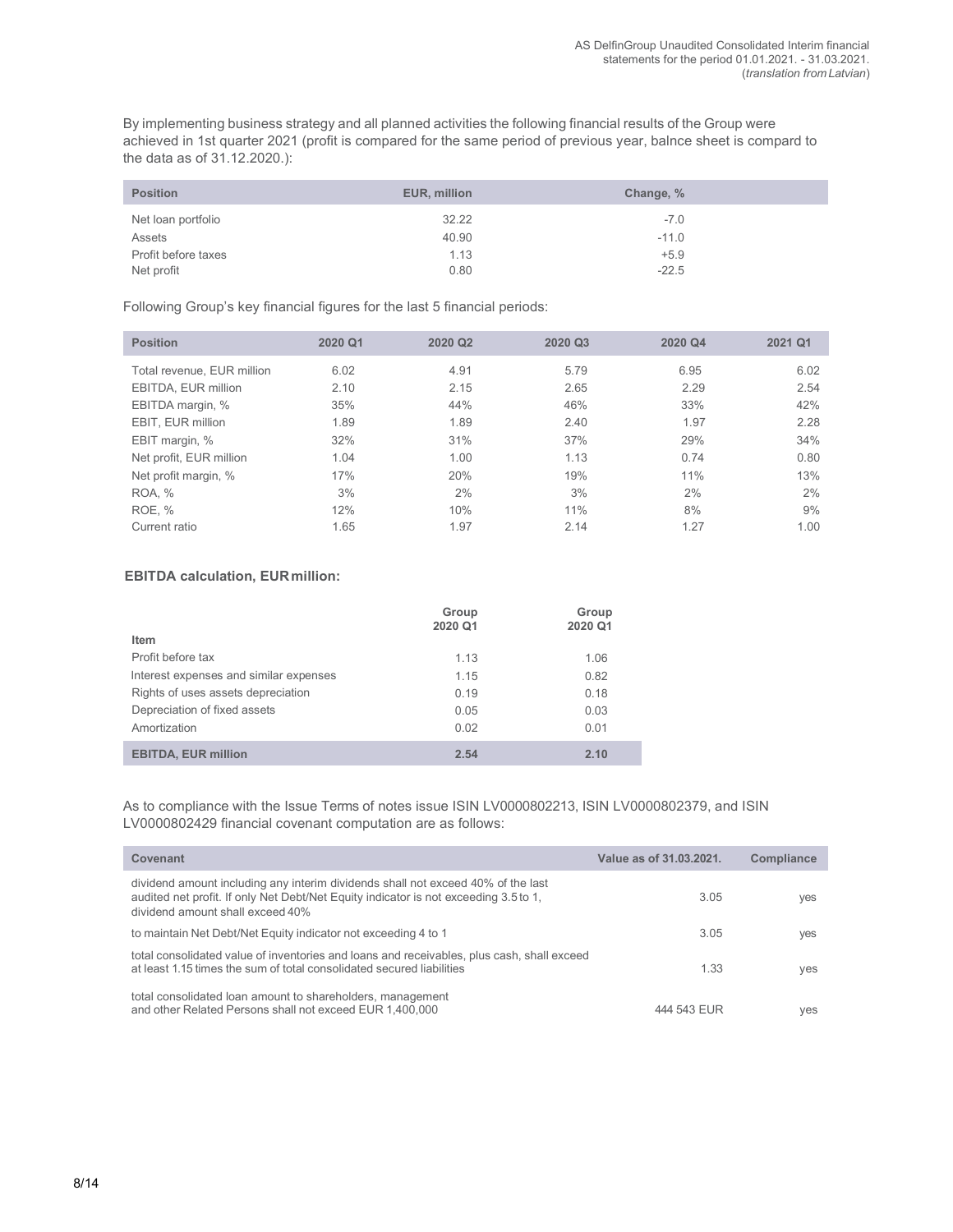By implementing business strategy and all planned activities the following financial results of the Group were achieved in 1st quarter 2021 (profit is compared for the same period of previous year, balnce sheet is compard to the data as of 31.12.2020.):

| Position | EUR, million | Change, % |
|---|---|---|
| Net loan portfolio | 32.22 | -7.0 |
| Assets | 40.90 | -11.0 |
| Profit before taxes | 1.13 | +5.9 |
| Net profit | 0.80 | -22.5 |

Following Group's key financial figures for the last 5 financial periods:

| Position | 2020 Q1 | 2020 Q2 | 2020 Q3 | 2020 Q4 | 2021 Q1 |
|---|---|---|---|---|---|
| Total revenue, EUR million | 6.02 | 4.91 | 5.79 | 6.95 | 6.02 |
| EBITDA, EUR million | 2.10 | 2.15 | 2.65 | 2.29 | 2.54 |
| EBITDA margin, % | 35% | 44% | 46% | 33% | 42% |
| EBIT, EUR million | 1.89 | 1.89 | 2.40 | 1.97 | 2.28 |
| EBIT margin, % | 32% | 31% | 37% | 29% | 34% |
| Net profit, EUR million | 1.04 | 1.00 | 1.13 | 0.74 | 0.80 |
| Net profit margin, % | 17% | 20% | 19% | 11% | 13% |
| ROA, % | 3% | 2% | 3% | 2% | 2% |
| ROE, % | 12% | 10% | 11% | 8% | 9% |
| Current ratio | 1.65 | 1.97 | 2.14 | 1.27 | 1.00 |

**EBITDA calculation, EUR million:**

| Item | Group 2020 Q1 | Group 2020 Q1 |
|---|---|---|
| Profit before tax | 1.13 | 1.06 |
| Interest expenses and similar expenses | 1.15 | 0.82 |
| Rights of uses assets depreciation | 0.19 | 0.18 |
| Depreciation of fixed assets | 0.05 | 0.03 |
| Amortization | 0.02 | 0.01 |
| **EBITDA, EUR million** | **2.54** | **2.10** |

As to compliance with the Issue Terms of notes issue ISIN LV0000802213, ISIN LV0000802379, and ISIN LV0000802429 financial covenant computation are as follows:

| Covenant | Value as of 31.03.2021. | Compliance |
|---|---|---|
| dividend amount including any interim dividends shall not exceed 40% of the last audited net profit. If only Net Debt/Net Equity indicator is not exceeding 3.5 to 1, dividend amount shall exceed 40% | 3.05 | yes |
| to maintain Net Debt/Net Equity indicator not exceeding 4 to 1 | 3.05 | yes |
| total consolidated value of inventories and loans and receivables, plus cash, shall exceed at least 1.15 times the sum of total consolidated secured liabilities | 1.33 | yes |
| total consolidated loan amount to shareholders, management and other Related Persons shall not exceed EUR 1,400,000 | 444 543 EUR | yes |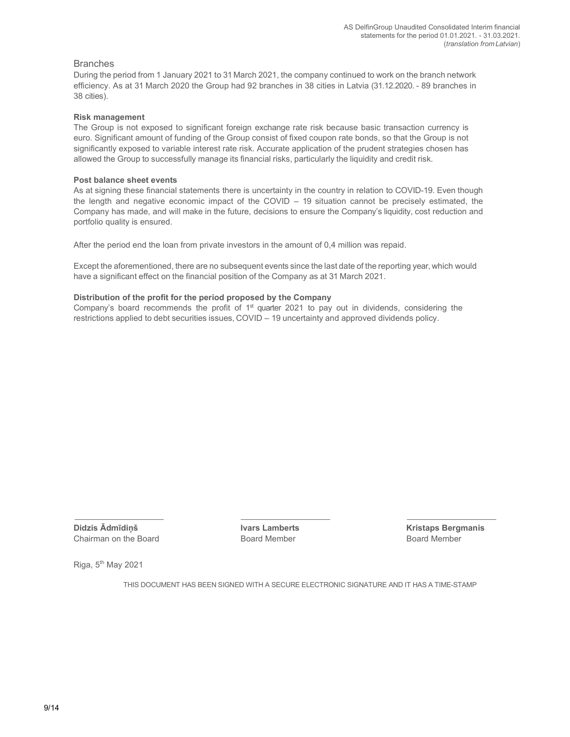## Branches

During the period from 1 January 2021 to 31 March 2021, the company continued to work on the branch network efficiency. As at 31 March 2020 the Group had 92 branches in 38 cities in Latvia (31.12.2020. - 89 branches in 38 cities).

**Risk management**

The Group is not exposed to significant foreign exchange rate risk because basic transaction currency is euro. Significant amount of funding of the Group consist of fixed coupon rate bonds, so that the Group is not significantly exposed to variable interest rate risk. Accurate application of the prudent strategies chosen has allowed the Group to successfully manage its financial risks, particularly the liquidity and credit risk.

**Post balance sheet events**

As at signing these financial statements there is uncertainty in the country in relation to COVID-19. Even though the length and negative economic impact of the COVID – 19 situation cannot be precisely estimated, the Company has made, and will make in the future, decisions to ensure the Company's liquidity, cost reduction and portfolio quality is ensured.

After the period end the loan from private investors in the amount of 0,4 million was repaid.

Except the aforementioned, there are no subsequent events since the last date of the reporting year, which would have a significant effect on the financial position of the Company as at 31 March 2021.

**Distribution of the profit for the period proposed by the Company**

Company's board recommends the profit of 1st quarter 2021 to pay out in dividends, considering the restrictions applied to debt securities issues, COVID – 19 uncertainty and approved dividends policy.

| **Didzis Ādmīdiņš** | **Ivars Lamberts** | **Kristaps Bergmanis** |
|---|---|---|
| Chairman on the Board | Board Member | Board Member |

Riga, 5th May 2021

THIS DOCUMENT HAS BEEN SIGNED WITH A SECURE ELECTRONIC SIGNATURE AND IT HAS A TIME-STAMP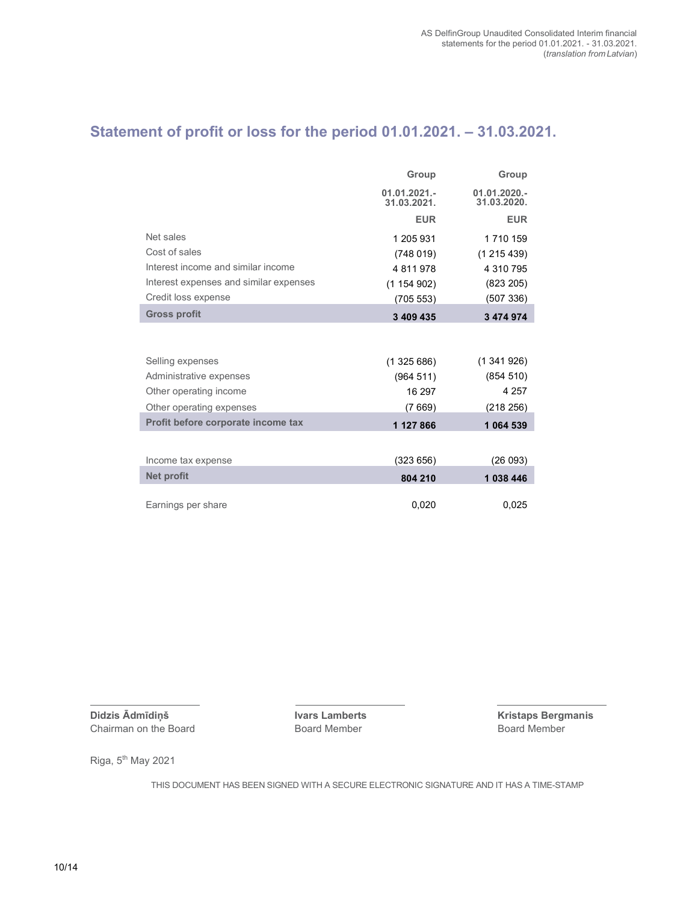## Statement of profit or loss for the period 01.01.2021. – 31.03.2021.

| | Group | Group |
|---|---|---|
| | 01.01.2021.-31.03.2021. | 01.01.2020.-31.03.2020. |
| | EUR | EUR |
| Net sales | 1 205 931 | 1 710 159 |
| Cost of sales | (748 019) | (1 215 439) |
| Interest income and similar income | 4 811 978 | 4 310 795 |
| Interest expenses and similar expenses | (1 154 902) | (823 205) |
| Credit loss expense | (705 553) | (507 336) |
| **Gross profit** | **3 409 435** | **3 474 974** |
| | | |
| Selling expenses | (1 325 686) | (1 341 926) |
| Administrative expenses | (964 511) | (854 510) |
| Other operating income | 16 297 | 4 257 |
| Other operating expenses | (7 669) | (218 256) |
| **Profit before corporate income tax** | **1 127 866** | **1 064 539** |
| | | |
| Income tax expense | (323 656) | (26 093) |
| **Net profit** | **804 210** | **1 038 446** |
| | | |
| Earnings per share | 0,020 | 0,025 |

**Didzis Ādmīdiņš**
Chairman on the Board

**Ivars Lamberts**
Board Member

**Kristaps Bergmanis**
Board Member

Riga, 5th May 2021

THIS DOCUMENT HAS BEEN SIGNED WITH A SECURE ELECTRONIC SIGNATURE AND IT HAS A TIME-STAMP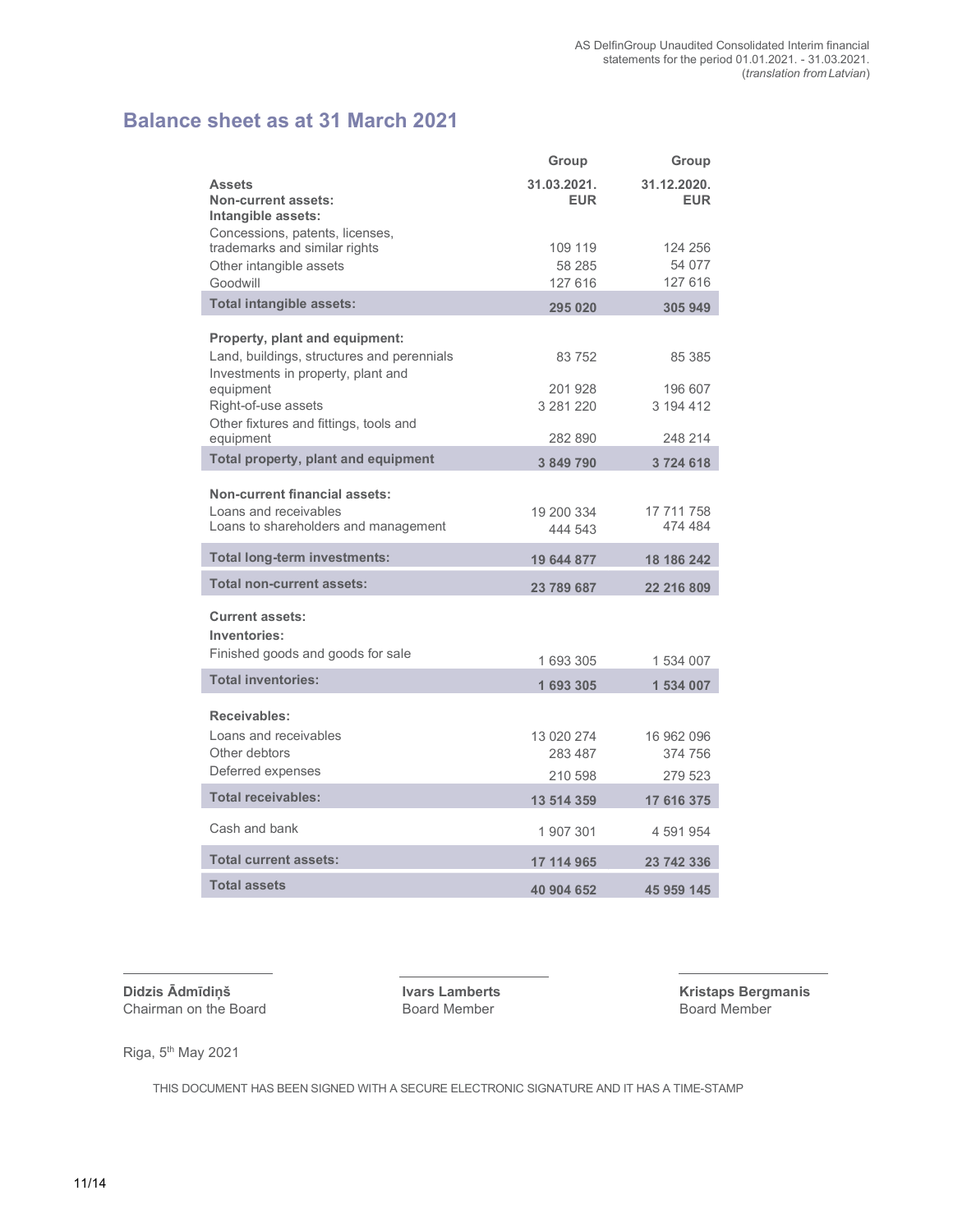## Balance sheet as at 31 March 2021

| | Group | Group |
|---|---|---|
| **Assets** | **31.03.2021.** | **31.12.2020.** |
| **Non-current assets:** | **EUR** | **EUR** |
| **Intangible assets:** | | |
| Concessions, patents, licenses, trademarks and similar rights | 109 119 | 124 256 |
| Other intangible assets | 58 285 | 54 077 |
| Goodwill | 127 616 | 127 616 |
| **Total intangible assets:** | **295 020** | **305 949** |
| **Property, plant and equipment:** | | |
| Land, buildings, structures and perennials | 83 752 | 85 385 |
| Investments in property, plant and equipment | 201 928 | 196 607 |
| Right-of-use assets | 3 281 220 | 3 194 412 |
| Other fixtures and fittings, tools and equipment | 282 890 | 248 214 |
| **Total property, plant and equipment** | **3 849 790** | **3 724 618** |
| **Non-current financial assets:** | | |
| Loans and receivables | 19 200 334 | 17 711 758 |
| Loans to shareholders and management | 444 543 | 474 484 |
| **Total long-term investments:** | **19 644 877** | **18 186 242** |
| **Total non-current assets:** | **23 789 687** | **22 216 809** |
| **Current assets:** | | |
| **Inventories:** | | |
| Finished goods and goods for sale | 1 693 305 | 1 534 007 |
| **Total inventories:** | **1 693 305** | **1 534 007** |
| **Receivables:** | | |
| Loans and receivables | 13 020 274 | 16 962 096 |
| Other debtors | 283 487 | 374 756 |
| Deferred expenses | 210 598 | 279 523 |
| **Total receivables:** | **13 514 359** | **17 616 375** |
| Cash and bank | 1 907 301 | 4 591 954 |
| **Total current assets:** | **17 114 965** | **23 742 336** |
| **Total assets** | **40 904 652** | **45 959 145** |

**Didzis Ādmīdiņš**
Chairman on the Board

**Ivars Lamberts**
Board Member

**Kristaps Bergmanis**
Board Member

Riga, 5th May 2021

THIS DOCUMENT HAS BEEN SIGNED WITH A SECURE ELECTRONIC SIGNATURE AND IT HAS A TIME-STAMP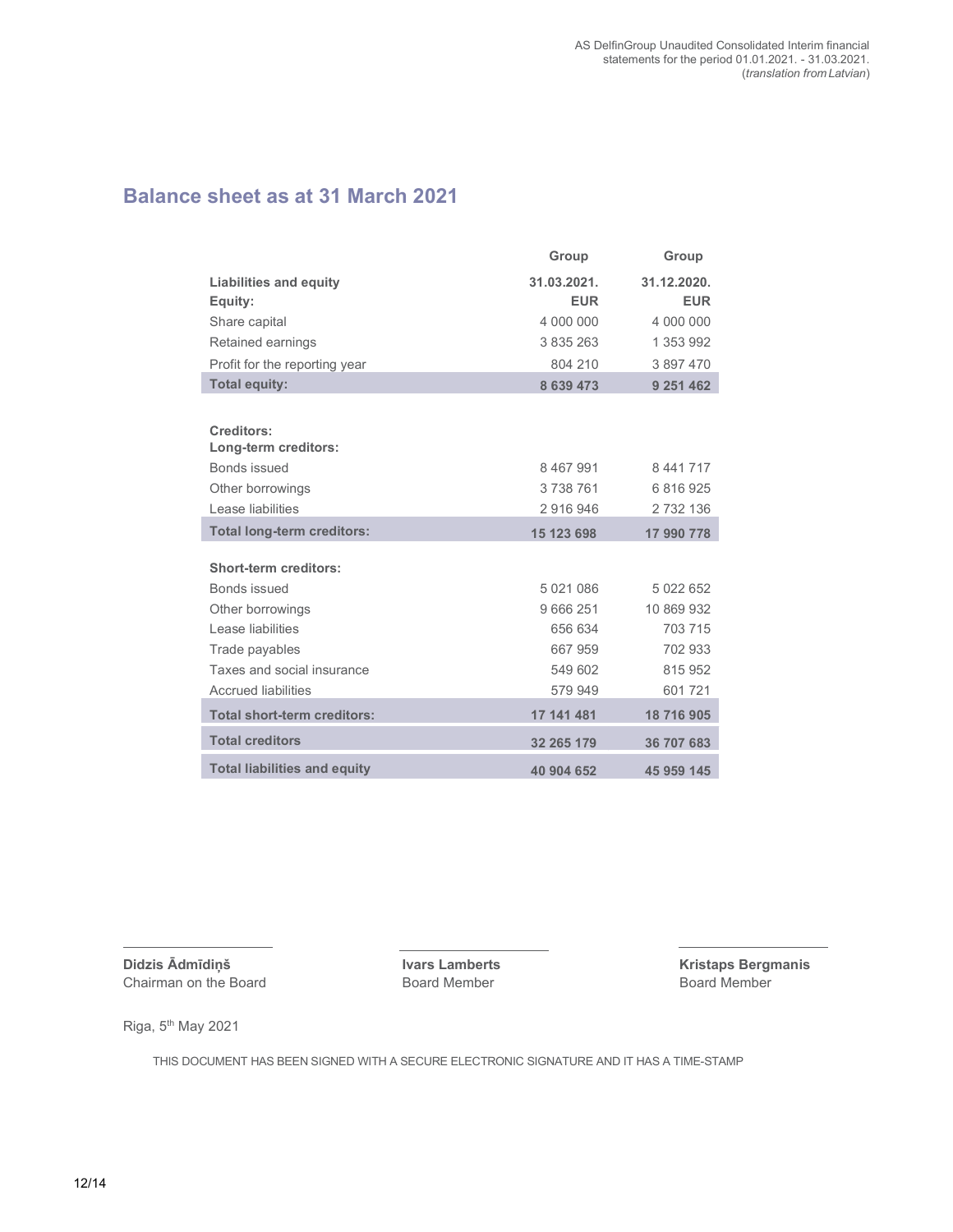## Balance sheet as at 31 March 2021

| | Group | Group |
|---|---|---|
| **Liabilities and equity** | **31.03.2021.** | **31.12.2020.** |
| **Equity:** | **EUR** | **EUR** |
| Share capital | 4 000 000 | 4 000 000 |
| Retained earnings | 3 835 263 | 1 353 992 |
| Profit for the reporting year | 804 210 | 3 897 470 |
| **Total equity:** | **8 639 473** | **9 251 462** |
| | | |
| **Creditors:** | | |
| **Long-term creditors:** | | |
| Bonds issued | 8 467 991 | 8 441 717 |
| Other borrowings | 3 738 761 | 6 816 925 |
| Lease liabilities | 2 916 946 | 2 732 136 |
| **Total long-term creditors:** | **15 123 698** | **17 990 778** |
| | | |
| **Short-term creditors:** | | |
| Bonds issued | 5 021 086 | 5 022 652 |
| Other borrowings | 9 666 251 | 10 869 932 |
| Lease liabilities | 656 634 | 703 715 |
| Trade payables | 667 959 | 702 933 |
| Taxes and social insurance | 549 602 | 815 952 |
| Accrued liabilities | 579 949 | 601 721 |
| **Total short-term creditors:** | **17 141 481** | **18 716 905** |
| **Total creditors** | **32 265 179** | **36 707 683** |
| **Total liabilities and equity** | **40 904 652** | **45 959 145** |

**Didzis Ādmīdiņš**
Chairman on the Board

**Ivars Lamberts**
Board Member

**Kristaps Bergmanis**
Board Member

Riga, 5th May 2021

THIS DOCUMENT HAS BEEN SIGNED WITH A SECURE ELECTRONIC SIGNATURE AND IT HAS A TIME-STAMP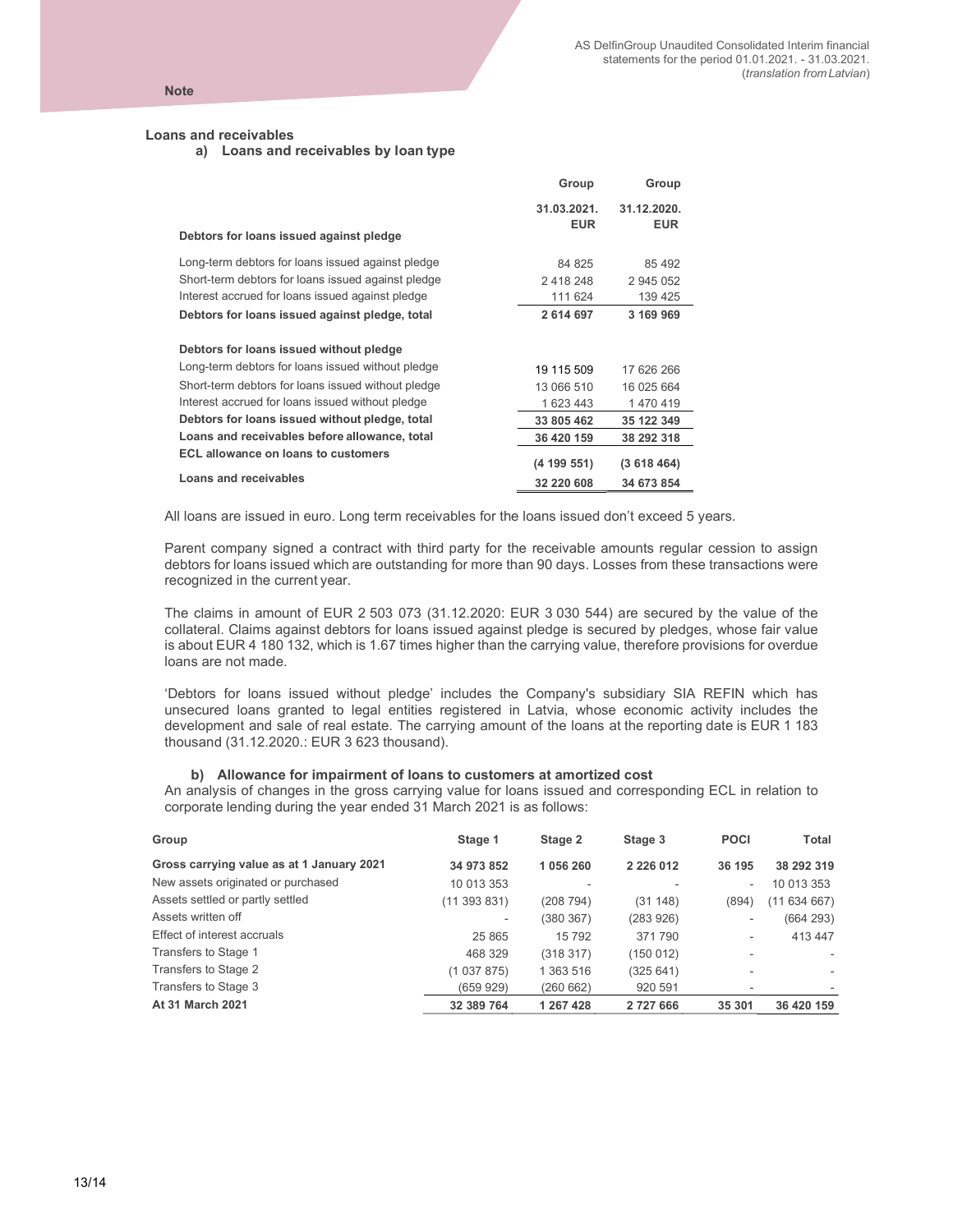**Note**

## Loans and receivables

### a) Loans and receivables by loan type

| | Group | Group |
|---|---|---|
| | 31.03.2021. EUR | 31.12.2020. EUR |
| **Debtors for loans issued against pledge** | | |
| Long-term debtors for loans issued against pledge | 84 825 | 85 492 |
| Short-term debtors for loans issued against pledge | 2 418 248 | 2 945 052 |
| Interest accrued for loans issued against pledge | 111 624 | 139 425 |
| **Debtors for loans issued against pledge, total** | **2 614 697** | **3 169 969** |
| **Debtors for loans issued without pledge** | | |
| Long-term debtors for loans issued without pledge | 19 115 509 | 17 626 266 |
| Short-term debtors for loans issued without pledge | 13 066 510 | 16 025 664 |
| Interest accrued for loans issued without pledge | 1 623 443 | 1 470 419 |
| **Debtors for loans issued without pledge, total** | **33 805 462** | **35 122 349** |
| **Loans and receivables before allowance, total** | **36 420 159** | **38 292 318** |
| **ECL allowance on loans to customers** | **(4 199 551)** | **(3 618 464)** |
| **Loans and receivables** | **32 220 608** | **34 673 854** |

All loans are issued in euro. Long term receivables for the loans issued don't exceed 5 years.

Parent company signed a contract with third party for the receivable amounts regular cession to assign debtors for loans issued which are outstanding for more than 90 days. Losses from these transactions were recognized in the current year.

The claims in amount of EUR 2 503 073 (31.12.2020: EUR 3 030 544) are secured by the value of the collateral. Claims against debtors for loans issued against pledge is secured by pledges, whose fair value is about EUR 4 180 132, which is 1.67 times higher than the carrying value, therefore provisions for overdue loans are not made.

'Debtors for loans issued without pledge' includes the Company's subsidiary SIA REFIN which has unsecured loans granted to legal entities registered in Latvia, whose economic activity includes the development and sale of real estate. The carrying amount of the loans at the reporting date is EUR 1 183 thousand (31.12.2020.: EUR 3 623 thousand).

### b) Allowance for impairment of loans to customers at amortized cost

An analysis of changes in the gross carrying value for loans issued and corresponding ECL in relation to corporate lending during the year ended 31 March 2021 is as follows:

| Group | Stage 1 | Stage 2 | Stage 3 | POCI | Total |
|---|---|---|---|---|---|
| **Gross carrying value as at 1 January 2021** | **34 973 852** | **1 056 260** | **2 226 012** | **36 195** | **38 292 319** |
| New assets originated or purchased | 10 013 353 | - | - | - | 10 013 353 |
| Assets settled or partly settled | (11 393 831) | (208 794) | (31 148) | (894) | (11 634 667) |
| Assets written off | - | (380 367) | (283 926) | - | (664 293) |
| Effect of interest accruals | 25 865 | 15 792 | 371 790 | - | 413 447 |
| Transfers to Stage 1 | 468 329 | (318 317) | (150 012) | - | - |
| Transfers to Stage 2 | (1 037 875) | 1 363 516 | (325 641) | - | - |
| Transfers to Stage 3 | (659 929) | (260 662) | 920 591 | - | - |
| **At 31 March 2021** | **32 389 764** | **1 267 428** | **2 727 666** | **35 301** | **36 420 159** |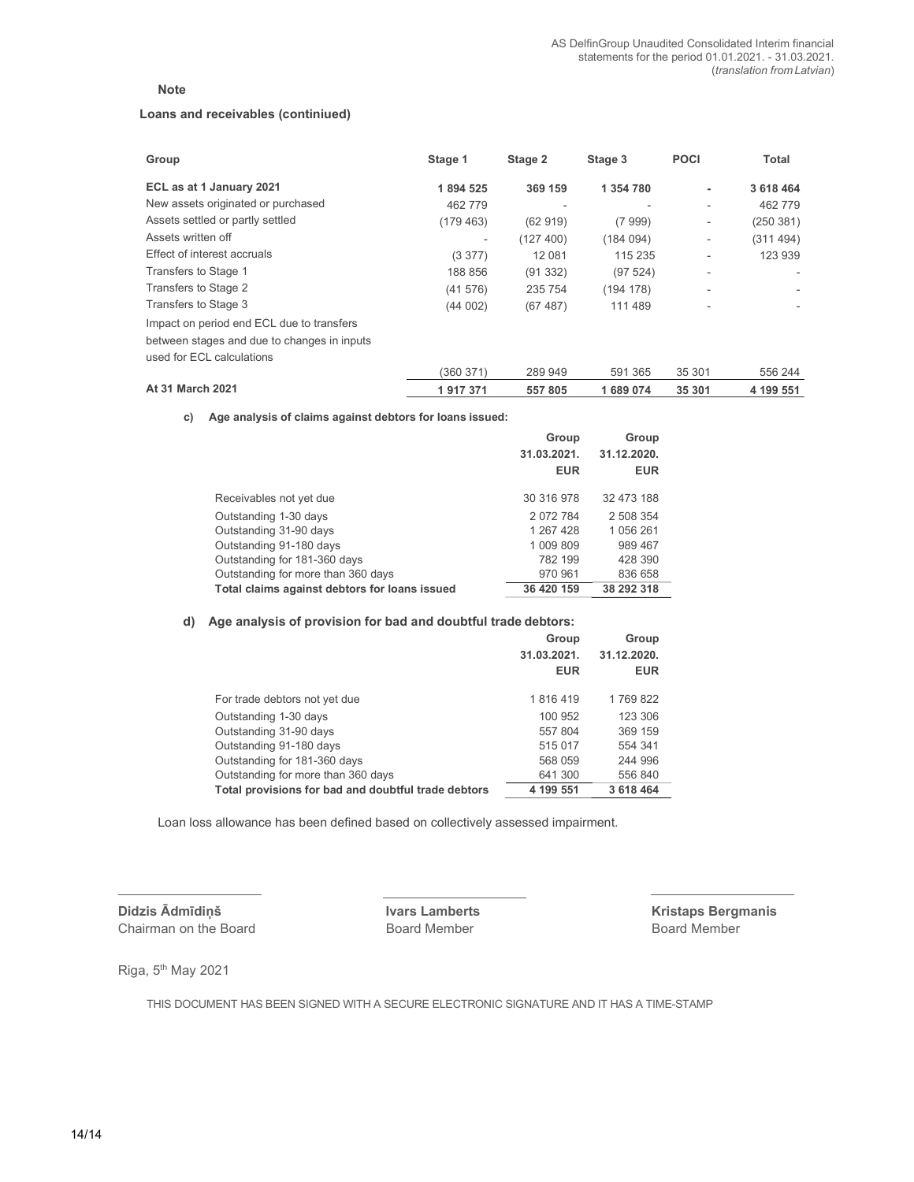**Note**

**Loans and receivables (continiued)**

| Group | Stage 1 | Stage 2 | Stage 3 | POCI | Total |
|---|---|---|---|---|---|
| **ECL as at 1 January 2021** | **1 894 525** | **369 159** | **1 354 780** | **-** | **3 618 464** |
| New assets originated or purchased | 462 779 | - | - | - | 462 779 |
| Assets settled or partly settled | (179 463) | (62 919) | (7 999) | - | (250 381) |
| Assets written off | - | (127 400) | (184 094) | - | (311 494) |
| Effect of interest accruals | (3 377) | 12 081 | 115 235 | - | 123 939 |
| Transfers to Stage 1 | 188 856 | (91 332) | (97 524) | - | - |
| Transfers to Stage 2 | (41 576) | 235 754 | (194 178) | - | - |
| Transfers to Stage 3 | (44 002) | (67 487) | 111 489 | - | - |
| Impact on period end ECL due to transfers between stages and due to changes in inputs used for ECL calculations | (360 371) | 289 949 | 591 365 | 35 301 | 556 244 |
| **At 31 March 2021** | **1 917 371** | **557 805** | **1 689 074** | **35 301** | **4 199 551** |

**c) Age analysis of claims against debtors for loans issued:**

| | Group 31.03.2021. EUR | Group 31.12.2020. EUR |
|---|---|---|
| Receivables not yet due | 30 316 978 | 32 473 188 |
| Outstanding 1-30 days | 2 072 784 | 2 508 354 |
| Outstanding 31-90 days | 1 267 428 | 1 056 261 |
| Outstanding 91-180 days | 1 009 809 | 989 467 |
| Outstanding for 181-360 days | 782 199 | 428 390 |
| Outstanding for more than 360 days | 970 961 | 836 658 |
| **Total claims against debtors for loans issued** | **36 420 159** | **38 292 318** |

**d) Age analysis of provision for bad and doubtful trade debtors:**

| | Group 31.03.2021. EUR | Group 31.12.2020. EUR |
|---|---|---|
| For trade debtors not yet due | 1 816 419 | 1 769 822 |
| Outstanding 1-30 days | 100 952 | 123 306 |
| Outstanding 31-90 days | 557 804 | 369 159 |
| Outstanding 91-180 days | 515 017 | 554 341 |
| Outstanding for 181-360 days | 568 059 | 244 996 |
| Outstanding for more than 360 days | 641 300 | 556 840 |
| **Total provisions for bad and doubtful trade debtors** | **4 199 551** | **3 618 464** |

Loan loss allowance has been defined based on collectively assessed impairment.

**Didzis Ādmīdiņš**
Chairman on the Board

**Ivars Lamberts**
Board Member

**Kristaps Bergmanis**
Board Member

Riga, 5th May 2021

THIS DOCUMENT HAS BEEN SIGNED WITH A SECURE ELECTRONIC SIGNATURE AND IT HAS A TIME-STAMP